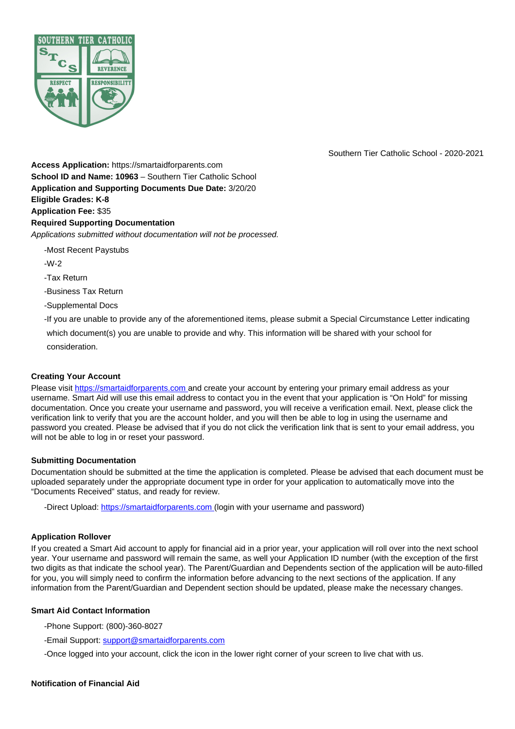Southern Tier Catholic School - 2020-2021

**Access Application:** https://smartaidforparents.com
**School ID and Name: 10963** – Southern Tier Catholic School
**Application and Supporting Documents Due Date:** 3/20/20
**Eligible Grades: K-8**
**Application Fee:** $35
**Required Supporting Documentation**
*Applications submitted without documentation will not be processed.*

- Most Recent Paystubs
- W-2
- Tax Return
- Business Tax Return
- Supplemental Docs
- If you are unable to provide any of the aforementioned items, please submit a Special Circumstance Letter indicating which document(s) you are unable to provide and why. This information will be shared with your school for consideration.

#### Creating Your Account

Please visit https://smartaidforparents.com and create your account by entering your primary email address as your username. Smart Aid will use this email address to contact you in the event that your application is "On Hold" for missing documentation. Once you create your username and password, you will receive a verification email. Next, please click the verification link to verify that you are the account holder, and you will then be able to log in using the username and password you created. Please be advised that if you do not click the verification link that is sent to your email address, you will not be able to log in or reset your password.

#### Submitting Documentation

Documentation should be submitted at the time the application is completed. Please be advised that each document must be uploaded separately under the appropriate document type in order for your application to automatically move into the "Documents Received" status, and ready for review.

- Direct Upload: https://smartaidforparents.com (login with your username and password)

#### Application Rollover

If you created a Smart Aid account to apply for financial aid in a prior year, your application will roll over into the next school year. Your username and password will remain the same, as well your Application ID number (with the exception of the first two digits as that indicate the school year). The Parent/Guardian and Dependents section of the application will be auto-filled for you, you will simply need to confirm the information before advancing to the next sections of the application. If any information from the Parent/Guardian and Dependent section should be updated, please make the necessary changes.

#### Smart Aid Contact Information

- Phone Support: (800)-360-8027
- Email Support: support@smartaidforparents.com
- Once logged into your account, click the icon in the lower right corner of your screen to live chat with us.

#### Notification of Financial Aid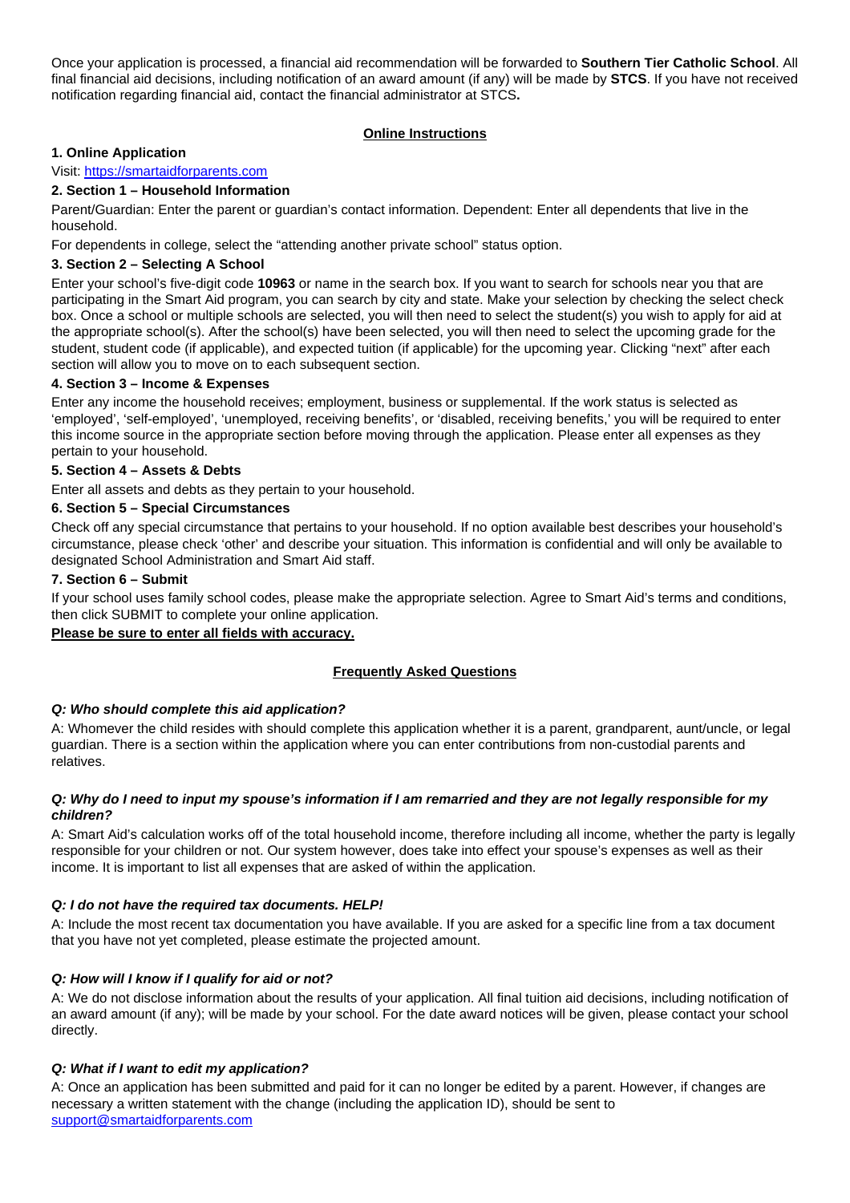Once your application is processed, a financial aid recommendation will be forwarded to **Southern Tier Catholic School**. All final financial aid decisions, including notification of an award amount (if any) will be made by **STCS**. If you have not received notification regarding financial aid, contact the financial administrator at STCS**.**

## Online Instructions

**1. Online Application**

Visit: https://smartaidforparents.com

**2. Section 1 – Household Information**

Parent/Guardian: Enter the parent or guardian's contact information. Dependent: Enter all dependents that live in the household.

For dependents in college, select the "attending another private school" status option.

**3. Section 2 – Selecting A School**

Enter your school's five-digit code **10963** or name in the search box. If you want to search for schools near you that are participating in the Smart Aid program, you can search by city and state. Make your selection by checking the select check box. Once a school or multiple schools are selected, you will then need to select the student(s) you wish to apply for aid at the appropriate school(s). After the school(s) have been selected, you will then need to select the upcoming grade for the student, student code (if applicable), and expected tuition (if applicable) for the upcoming year. Clicking "next" after each section will allow you to move on to each subsequent section.

**4. Section 3 – Income & Expenses**

Enter any income the household receives; employment, business or supplemental. If the work status is selected as 'employed', 'self-employed', 'unemployed, receiving benefits', or 'disabled, receiving benefits,' you will be required to enter this income source in the appropriate section before moving through the application. Please enter all expenses as they pertain to your household.

**5. Section 4 – Assets & Debts**

Enter all assets and debts as they pertain to your household.

**6. Section 5 – Special Circumstances**

Check off any special circumstance that pertains to your household. If no option available best describes your household's circumstance, please check 'other' and describe your situation. This information is confidential and will only be available to designated School Administration and Smart Aid staff.

**7. Section 6 – Submit**

If your school uses family school codes, please make the appropriate selection. Agree to Smart Aid's terms and conditions, then click SUBMIT to complete your online application.

**Please be sure to enter all fields with accuracy.**

## Frequently Asked Questions

***Q: Who should complete this aid application?***

A: Whomever the child resides with should complete this application whether it is a parent, grandparent, aunt/uncle, or legal guardian. There is a section within the application where you can enter contributions from non-custodial parents and relatives.

***Q: Why do I need to input my spouse's information if I am remarried and they are not legally responsible for my children?***

A: Smart Aid's calculation works off of the total household income, therefore including all income, whether the party is legally responsible for your children or not. Our system however, does take into effect your spouse's expenses as well as their income. It is important to list all expenses that are asked of within the application.

***Q: I do not have the required tax documents. HELP!***

A: Include the most recent tax documentation you have available. If you are asked for a specific line from a tax document that you have not yet completed, please estimate the projected amount.

***Q: How will I know if I qualify for aid or not?***

A: We do not disclose information about the results of your application. All final tuition aid decisions, including notification of an award amount (if any); will be made by your school. For the date award notices will be given, please contact your school directly.

***Q: What if I want to edit my application?***

A: Once an application has been submitted and paid for it can no longer be edited by a parent. However, if changes are necessary a written statement with the change (including the application ID), should be sent to support@smartaidforparents.com